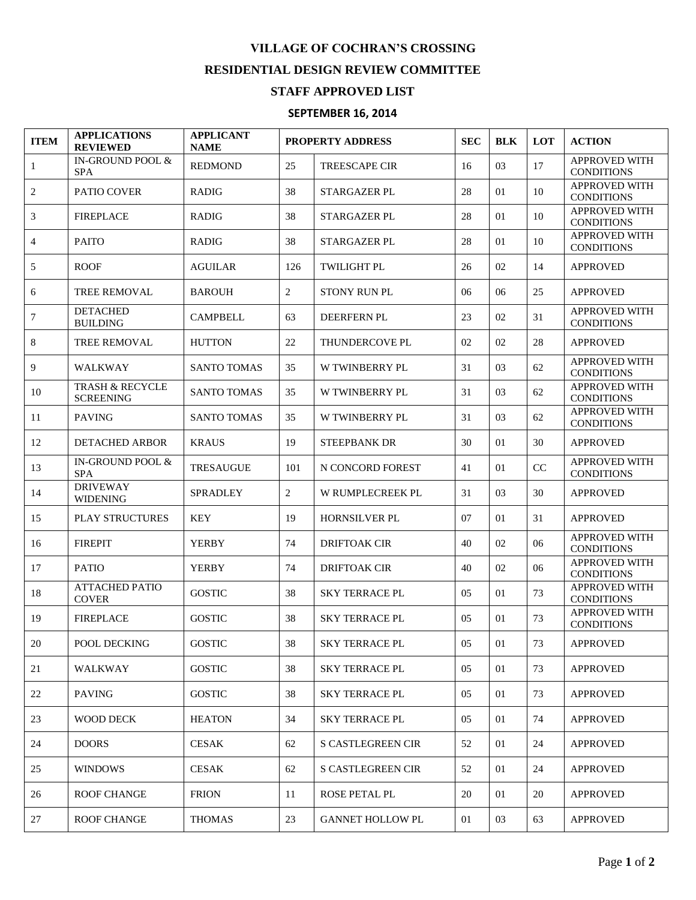# VILLAGE OF COCHRAN'S CROSSING

## RESIDENTIAL DESIGN REVIEW COMMITTEE

## STAFF APPROVED LIST

### SEPTEMBER 16, 2014

| ITEM | APPLICATIONS REVIEWED | APPLICANT NAME | PROPERTY ADDRESS | | SEC | BLK | LOT | ACTION |
|---|---|---|---|---|---|---|---|---|
| 1 | IN-GROUND POOL & SPA | REDMOND | 25 | TREESCAPE CIR | 16 | 03 | 17 | APPROVED WITH CONDITIONS |
| 2 | PATIO COVER | RADIG | 38 | STARGAZER PL | 28 | 01 | 10 | APPROVED WITH CONDITIONS |
| 3 | FIREPLACE | RADIG | 38 | STARGAZER PL | 28 | 01 | 10 | APPROVED WITH CONDITIONS |
| 4 | PAITO | RADIG | 38 | STARGAZER PL | 28 | 01 | 10 | APPROVED WITH CONDITIONS |
| 5 | ROOF | AGUILAR | 126 | TWILIGHT PL | 26 | 02 | 14 | APPROVED |
| 6 | TREE REMOVAL | BAROUH | 2 | STONY RUN PL | 06 | 06 | 25 | APPROVED |
| 7 | DETACHED BUILDING | CAMPBELL | 63 | DEERFERN PL | 23 | 02 | 31 | APPROVED WITH CONDITIONS |
| 8 | TREE REMOVAL | HUTTON | 22 | THUNDERCOVE PL | 02 | 02 | 28 | APPROVED |
| 9 | WALKWAY | SANTO TOMAS | 35 | W TWINBERRY PL | 31 | 03 | 62 | APPROVED WITH CONDITIONS |
| 10 | TRASH & RECYCLE SCREENING | SANTO TOMAS | 35 | W TWINBERRY PL | 31 | 03 | 62 | APPROVED WITH CONDITIONS |
| 11 | PAVING | SANTO TOMAS | 35 | W TWINBERRY PL | 31 | 03 | 62 | APPROVED WITH CONDITIONS |
| 12 | DETACHED ARBOR | KRAUS | 19 | STEEPBANK DR | 30 | 01 | 30 | APPROVED |
| 13 | IN-GROUND POOL & SPA | TRESAUGUE | 101 | N CONCORD FOREST | 41 | 01 | CC | APPROVED WITH CONDITIONS |
| 14 | DRIVEWAY WIDENING | SPRADLEY | 2 | W RUMPLECREEK PL | 31 | 03 | 30 | APPROVED |
| 15 | PLAY STRUCTURES | KEY | 19 | HORNSILVER PL | 07 | 01 | 31 | APPROVED |
| 16 | FIREPIT | YERBY | 74 | DRIFTOAK CIR | 40 | 02 | 06 | APPROVED WITH CONDITIONS |
| 17 | PATIO | YERBY | 74 | DRIFTOAK CIR | 40 | 02 | 06 | APPROVED WITH CONDITIONS |
| 18 | ATTACHED PATIO COVER | GOSTIC | 38 | SKY TERRACE PL | 05 | 01 | 73 | APPROVED WITH CONDITIONS |
| 19 | FIREPLACE | GOSTIC | 38 | SKY TERRACE PL | 05 | 01 | 73 | APPROVED WITH CONDITIONS |
| 20 | POOL DECKING | GOSTIC | 38 | SKY TERRACE PL | 05 | 01 | 73 | APPROVED |
| 21 | WALKWAY | GOSTIC | 38 | SKY TERRACE PL | 05 | 01 | 73 | APPROVED |
| 22 | PAVING | GOSTIC | 38 | SKY TERRACE PL | 05 | 01 | 73 | APPROVED |
| 23 | WOOD DECK | HEATON | 34 | SKY TERRACE PL | 05 | 01 | 74 | APPROVED |
| 24 | DOORS | CESAK | 62 | S CASTLEGREEN CIR | 52 | 01 | 24 | APPROVED |
| 25 | WINDOWS | CESAK | 62 | S CASTLEGREEN CIR | 52 | 01 | 24 | APPROVED |
| 26 | ROOF CHANGE | FRION | 11 | ROSE PETAL PL | 20 | 01 | 20 | APPROVED |
| 27 | ROOF CHANGE | THOMAS | 23 | GANNET HOLLOW PL | 01 | 03 | 63 | APPROVED |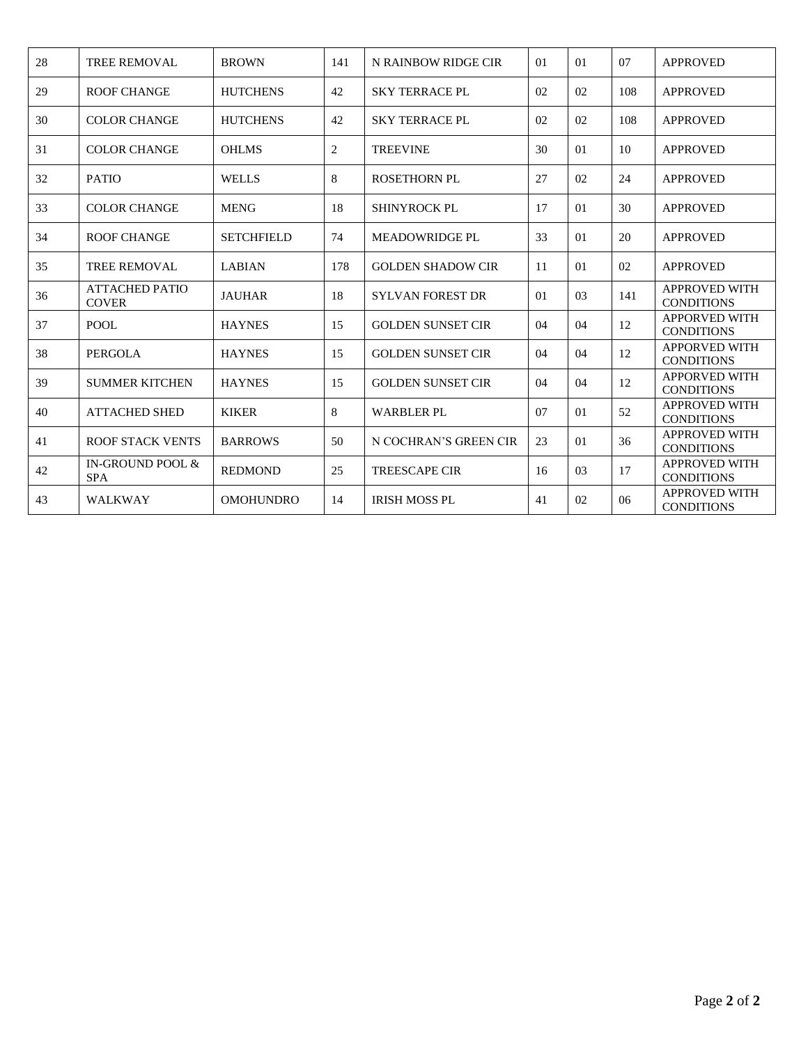| | | | | | | | | |
|---|---|---|---|---|---|---|---|---|
| 28 | TREE REMOVAL | BROWN | 141 | N RAINBOW RIDGE CIR | 01 | 01 | 07 | APPROVED |
| 29 | ROOF CHANGE | HUTCHENS | 42 | SKY TERRACE PL | 02 | 02 | 108 | APPROVED |
| 30 | COLOR CHANGE | HUTCHENS | 42 | SKY TERRACE PL | 02 | 02 | 108 | APPROVED |
| 31 | COLOR CHANGE | OHLMS | 2 | TREEVINE | 30 | 01 | 10 | APPROVED |
| 32 | PATIO | WELLS | 8 | ROSETHORN PL | 27 | 02 | 24 | APPROVED |
| 33 | COLOR CHANGE | MENG | 18 | SHINYROCK PL | 17 | 01 | 30 | APPROVED |
| 34 | ROOF CHANGE | SETCHFIELD | 74 | MEADOWRIDGE PL | 33 | 01 | 20 | APPROVED |
| 35 | TREE REMOVAL | LABIAN | 178 | GOLDEN SHADOW CIR | 11 | 01 | 02 | APPROVED |
| 36 | ATTACHED PATIO COVER | JAUHAR | 18 | SYLVAN FOREST DR | 01 | 03 | 141 | APPROVED WITH CONDITIONS |
| 37 | POOL | HAYNES | 15 | GOLDEN SUNSET CIR | 04 | 04 | 12 | APPORVED WITH CONDITIONS |
| 38 | PERGOLA | HAYNES | 15 | GOLDEN SUNSET CIR | 04 | 04 | 12 | APPORVED WITH CONDITIONS |
| 39 | SUMMER KITCHEN | HAYNES | 15 | GOLDEN SUNSET CIR | 04 | 04 | 12 | APPORVED WITH CONDITIONS |
| 40 | ATTACHED SHED | KIKER | 8 | WARBLER PL | 07 | 01 | 52 | APPROVED WITH CONDITIONS |
| 41 | ROOF STACK VENTS | BARROWS | 50 | N COCHRAN'S GREEN CIR | 23 | 01 | 36 | APPROVED WITH CONDITIONS |
| 42 | IN-GROUND POOL & SPA | REDMOND | 25 | TREESCAPE CIR | 16 | 03 | 17 | APPROVED WITH CONDITIONS |
| 43 | WALKWAY | OMOHUNDRO | 14 | IRISH MOSS PL | 41 | 02 | 06 | APPROVED WITH CONDITIONS |